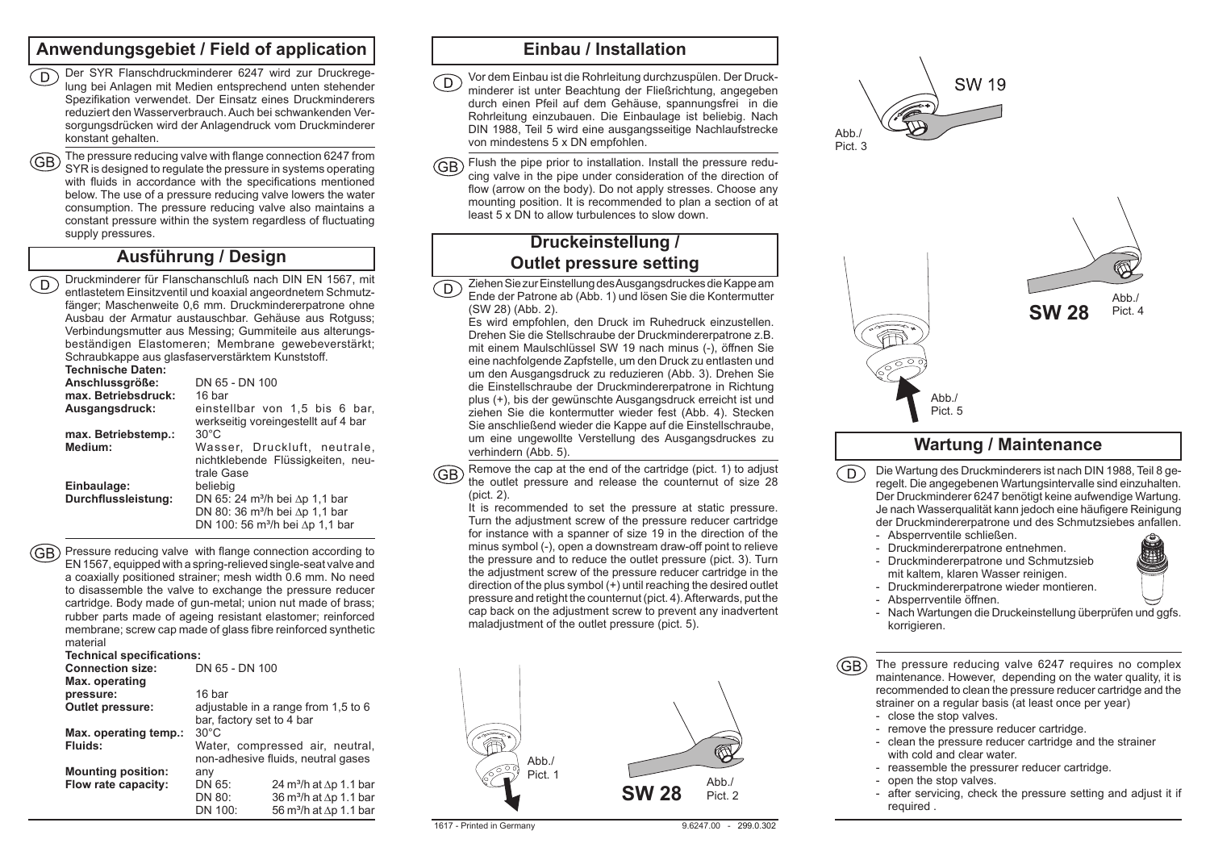## Anwendungsgebiet / Field of application

(D) Der SYR Flanschdruckminderer 6247 wird zur Druckregelung bei Anlagen mit Medien entsprechend unten stehender Spezifikation verwendet. Der Einsatz eines Druckminderers reduziert den Wasserverbrauch. Auch bei schwankenden Versorgungsdrücken wird der Anlagendruck vom Druckminderer konstant gehalten.

(GB) The pressure reducing valve with flange connection 6247 from SYR is designed to regulate the pressure in systems operating with fluids in accordance with the specifications mentioned below. The use of a pressure reducing valve lowers the water consumption. The pressure reducing valve also maintains a constant pressure within the system regardless of fluctuating supply pressures.

## Ausführung / Design

(D) Druckminderer für Flanschanschluß nach DIN EN 1567, mit entlastetem Einsitzventil und koaxial angeordnetem Schmutzfänger; Maschenweite 0,6 mm. Druckminderpatrone ohne Ausbau der Armatur austauschbar. Gehäuse aus Rotguss; Verbindungsmutter aus Messing; Gummiteile aus alterungsbeständigen Elastomeren; Membrane gewebeverstärkt; Schraubkappe aus glasfaserverstärktem Kunststoff.

**Technische Daten:**

| | |
|---|---|
| **Anschlussgröße:** | DN 65 - DN 100 |
| **max. Betriebsdruck:** | 16 bar |
| **Ausgangsdruck:** | einstellbar von 1,5 bis 6 bar, werkseitig voreingestellt auf 4 bar |
| **max. Betriebstemp.:** | 30°C |
| **Medium:** | Wasser, Druckluft, neutrale, nichtklebende Flüssigkeiten, neutrale Gase |
| **Einbaulage:** | beliebig |
| **Durchflussleistung:** | DN 65: 24 m³/h bei $\Delta p$ 1,1 bar<br>DN 80: 36 m³/h bei $\Delta p$ 1,1 bar<br>DN 100: 56 m³/h bei $\Delta p$ 1,1 bar |

(GB) Pressure reducing valve with flange connection according to EN 1567, equipped with a spring-relieved single-seat valve and a coaxially positioned strainer; mesh width 0.6 mm. No need to disassemble the valve to exchange the pressure reducer cartridge. Body made of gun-metal; union nut made of brass; rubber parts made of ageing resistant elastomer; reinforced membrane; screw cap made of glass fibre reinforced synthetic material

**Technical specifications:**

| | | |
|---|---|---|
| **Connection size:** | DN 65 - DN 100 | |
| **Max. operating pressure:** | 16 bar | |
| **Outlet pressure:** | adjustable in a range from 1,5 to 6 bar, factory set to 4 bar | |
| **Max. operating temp.:** | 30°C | |
| **Fluids:** | Water, compressed air, neutral, non-adhesive fluids, neutral gases | |
| **Mounting position:** | any | |
| **Flow rate capacity:** | DN 65: | 24 m³/h at $\Delta p$ 1.1 bar |
| | DN 80: | 36 m³/h at $\Delta p$ 1.1 bar |
| | DN 100: | 56 m³/h at $\Delta p$ 1.1 bar |

## Einbau / Installation

(D) Vor dem Einbau ist die Rohrleitung durchzuspülen. Der Druckminderer ist unter Beachtung der Fließrichtung, angegeben durch einen Pfeil auf dem Gehäuse, spannungsfrei in die Rohrleitung einzubauen. Die Einbaulage ist beliebig. Nach DIN 1988, Teil 5 wird eine ausgangsseitige Nachlaufstrecke von mindestens 5 x DN empfohlen.

(GB) Flush the pipe prior to installation. Install the pressure reducing valve in the pipe under consideration of the direction of flow (arrow on the body). Do not apply stresses. Choose any mounting position. It is recommended to plan a section of at least 5 x DN to allow turbulences to slow down.

## Druckeinstellung / Outlet pressure setting

(D) Ziehen Sie zur Einstellung des Ausgangsdruckes die Kappe am Ende der Patrone ab (Abb. 1) und lösen Sie die Kontermutter (SW 28) (Abb. 2).

Es wird empfohlen, den Druck im Ruhedruck einzustellen. Drehen Sie die Stellschraube der Druckminderpatrone z.B. mit einem Maulschlüssel SW 19 nach minus (-), öffnen Sie eine nachfolgende Zapfstelle, um den Druck zu entlasten und um den Ausgangsdruck zu reduzieren (Abb. 3). Drehen Sie die Einstellschraube der Druckminderpatrone in Richtung plus (+), bis der gewünschte Ausgangsdruck erreicht ist und ziehen Sie die kontermutter wieder fest (Abb. 4). Stecken Sie anschließend wieder die Kappe auf die Einstellschraube, um eine ungewollte Verstellung des Ausgangsdruckes zu verhindern (Abb. 5).

(GB) Remove the cap at the end of the cartridge (pict. 1) to adjust the outlet pressure and release the counternut of size 28 (pict. 2).

It is recommended to set the pressure at static pressure. Turn the adjustment screw of the pressure reducer cartridge for instance with a spanner of size 19 in the direction of the minus symbol (-), open a downstream draw-off point to relieve the pressure and to reduce the outlet pressure (pict. 3). Turn the adjustment screw of the pressure reducer cartridge in the direction of the plus symbol (+) until reaching the desired outlet pressure and retight the counternut (pict. 4). Afterwards, put the cap back on the adjustment screw to prevent any inadvertent maladjustment of the outlet pressure (pict. 5).

Abb./ Pict. 1

SW 28 Abb./ Pict. 2

SW 19 Abb./ Pict. 3

SW 28 Abb./ Pict. 4

Abb./ Pict. 5

## Wartung / Maintenance

(D) Die Wartung des Druckminderers ist nach DIN 1988, Teil 8 geregelt. Die angegebenen Wartungsintervalle sind einzuhalten. Der Druckminderer 6247 benötigt keine aufwendige Wartung. Je nach Wasserqualität kann jedoch eine häufigere Reinigung der Druckminderpatrone und des Schmutzsiebes anfallen.

- Absperrventile schließen.
- Druckminderpatrone entnehmen.
- Druckminderpatrone und Schmutzsieb mit kaltem, klaren Wasser reinigen.
- Druckminderpatrone wieder montieren.
- Absperrventile öffnen.
- Nach Wartungen die Druckeinstellung überprüfen und ggfs. korrigieren.

(GB) The pressure reducing valve 6247 requires no complex maintenance. However, depending on the water quality, it is recommended to clean the pressure reducer cartridge and the strainer on a regular basis (at least once per year)

- close the stop valves.
- remove the pressure reducer cartridge.
- clean the pressure reducer cartridge and the strainer with cold and clear water.
- reassemble the pressurer reducer cartridge.
- open the stop valves.
- after servicing, check the pressure setting and adjust it if required .

1617 - Printed in Germany 9.6247.00 - 299.0.302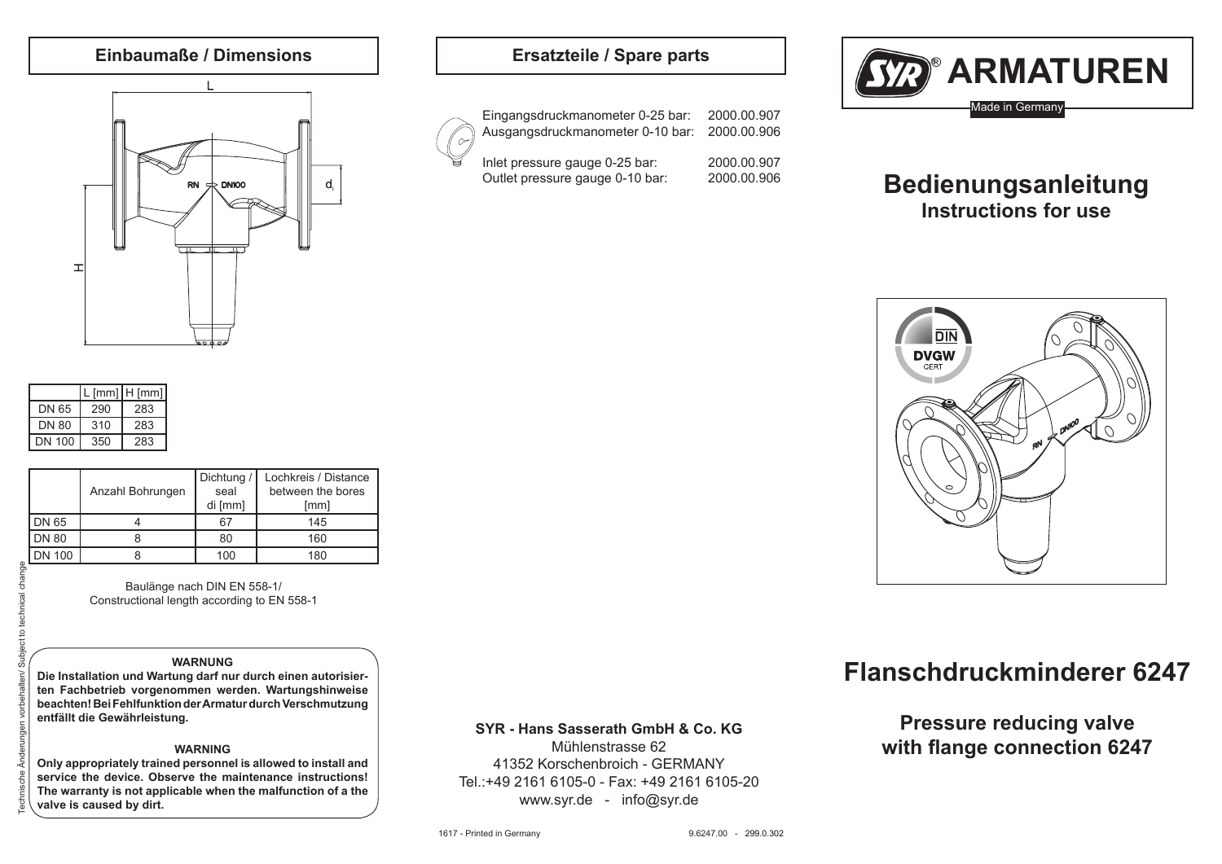## Einbaumaße / Dimensions

L

H

$d_i$

RN DN100

| | L [mm] | H [mm] |
|---|---|---|
| DN 65 | 290 | 283 |
| DN 80 | 310 | 283 |
| DN 100 | 350 | 283 |

| | Anzahl Bohrungen | Dichtung / seal di [mm] | Lochkreis / Distance between the bores [mm] |
|---|---|---|---|
| DN 65 | 4 | 67 | 145 |
| DN 80 | 8 | 80 | 160 |
| DN 100 | 8 | 100 | 180 |

Baulänge nach DIN EN 558-1/
Constructional length according to EN 558-1

Technische Änderungen vorbehalten/ Subject to technical change

**WARNUNG**

**Die Installation und Wartung darf nur durch einen autorisierten Fachbetrieb vorgenommen werden. Wartungshinweise beachten! Bei Fehlfunktion der Armatur durch Verschmutzung entfällt die Gewährleistung.**

**WARNING**

**Only appropriately trained personnel is allowed to install and service the device. Observe the maintenance instructions! The warranty is not applicable when the malfunction of a the valve is caused by dirt.**

## Ersatzteile / Spare parts

| | |
|---|---|
| Eingangsdruckmanometer 0-25 bar: | 2000.00.907 |
| Ausgangsdruckmanometer 0-10 bar: | 2000.00.906 |
| Inlet pressure gauge 0-25 bar: | 2000.00.907 |
| Outlet pressure gauge 0-10 bar: | 2000.00.906 |

**SYR - Hans Sasserath GmbH & Co. KG**
Mühlenstrasse 62
41352 Korschenbroich - GERMANY
Tel.:+49 2161 6105-0 - Fax: +49 2161 6105-20
www.syr.de - info@syr.de

1617 - Printed in Germany 9.6247.00 - 299.0.302

**SYR® ARMATUREN**

Made in Germany

# Bedienungsanleitung
## Instructions for use

DIN DVGW CERT

# Flanschdruckminderer 6247

## Pressure reducing valve with flange connection 6247